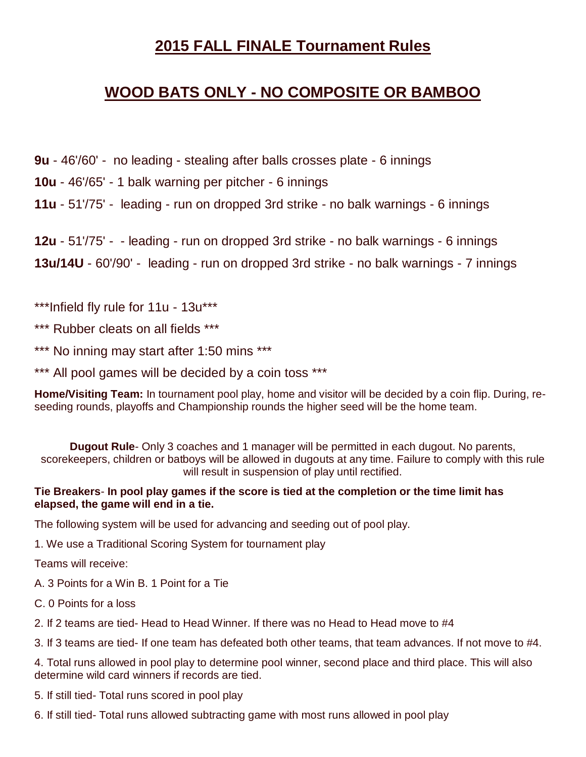# 2015 FALL FINALE Tournament Rules

## WOOD BATS ONLY - NO COMPOSITE OR BAMBOO

**9u** - 46'/60' - no leading - stealing after balls crosses plate - 6 innings

**10u** - 46'/65' - 1 balk warning per pitcher - 6 innings

**11u** - 51'/75' - leading - run on dropped 3rd strike - no balk warnings - 6 innings

**12u** - 51'/75' - - leading - run on dropped 3rd strike - no balk warnings - 6 innings

**13u/14U** - 60'/90' - leading - run on dropped 3rd strike - no balk warnings - 7 innings

***Infield fly rule for 11u - 13u***

*** Rubber cleats on all fields ***

*** No inning may start after 1:50 mins ***

*** All pool games will be decided by a coin toss ***

**Home/Visiting Team:** In tournament pool play, home and visitor will be decided by a coin flip. During, re-seeding rounds, playoffs and Championship rounds the higher seed will be the home team.

**Dugout Rule**- Only 3 coaches and 1 manager will be permitted in each dugout. No parents, scorekeepers, children or batboys will be allowed in dugouts at any time. Failure to comply with this rule will result in suspension of play until rectified.

**Tie Breakers**- **In pool play games if the score is tied at the completion or the time limit has elapsed, the game will end in a tie.**

The following system will be used for advancing and seeding out of pool play.

1. We use a Traditional Scoring System for tournament play

Teams will receive:

A. 3 Points for a Win B. 1 Point for a Tie

C. 0 Points for a loss

2. If 2 teams are tied- Head to Head Winner. If there was no Head to Head move to #4

3. If 3 teams are tied- If one team has defeated both other teams, that team advances. If not move to #4.

4. Total runs allowed in pool play to determine pool winner, second place and third place. This will also determine wild card winners if records are tied.

5. If still tied- Total runs scored in pool play

6. If still tied- Total runs allowed subtracting game with most runs allowed in pool play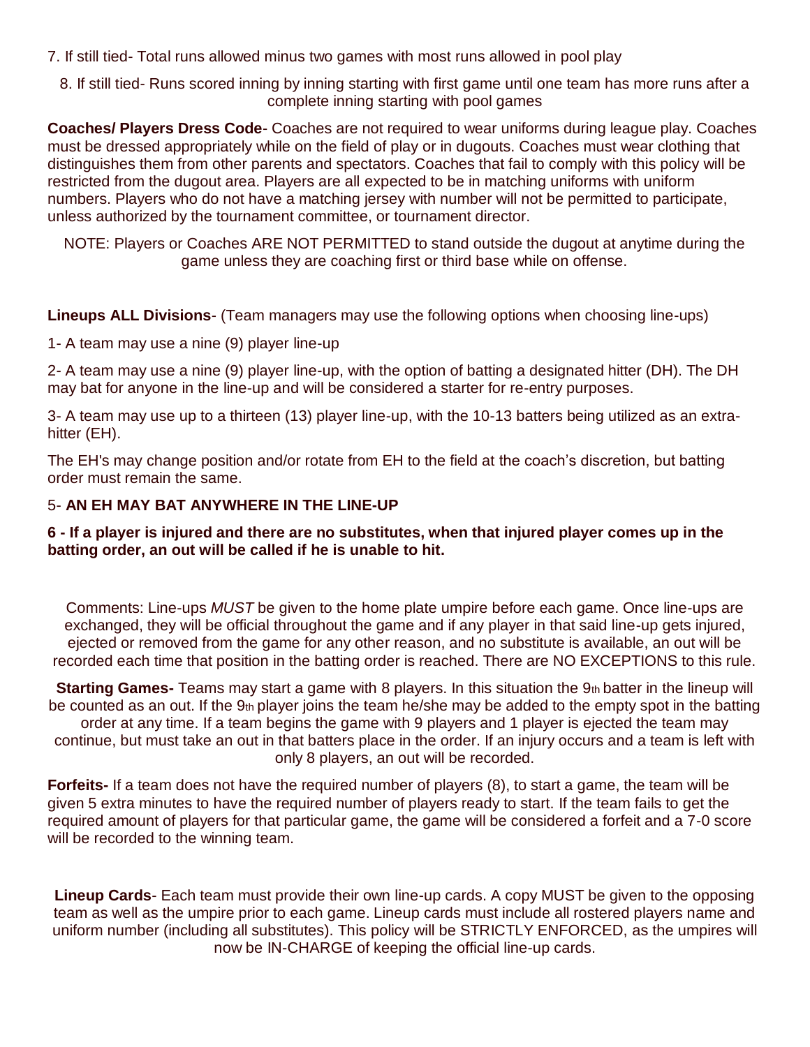7. If still tied- Total runs allowed minus two games with most runs allowed in pool play

8. If still tied- Runs scored inning by inning starting with first game until one team has more runs after a complete inning starting with pool games

**Coaches/ Players Dress Code**- Coaches are not required to wear uniforms during league play. Coaches must be dressed appropriately while on the field of play or in dugouts. Coaches must wear clothing that distinguishes them from other parents and spectators. Coaches that fail to comply with this policy will be restricted from the dugout area. Players are all expected to be in matching uniforms with uniform numbers. Players who do not have a matching jersey with number will not be permitted to participate, unless authorized by the tournament committee, or tournament director.

NOTE: Players or Coaches ARE NOT PERMITTED to stand outside the dugout at anytime during the game unless they are coaching first or third base while on offense.

**Lineups ALL Divisions**- (Team managers may use the following options when choosing line-ups)

1- A team may use a nine (9) player line-up

2- A team may use a nine (9) player line-up, with the option of batting a designated hitter (DH). The DH may bat for anyone in the line-up and will be considered a starter for re-entry purposes.

3- A team may use up to a thirteen (13) player line-up, with the 10-13 batters being utilized as an extra-hitter (EH).

The EH's may change position and/or rotate from EH to the field at the coach's discretion, but batting order must remain the same.

5- **AN EH MAY BAT ANYWHERE IN THE LINE-UP**

**6 - If a player is injured and there are no substitutes, when that injured player comes up in the batting order, an out will be called if he is unable to hit.**

Comments: Line-ups *MUST* be given to the home plate umpire before each game. Once line-ups are exchanged, they will be official throughout the game and if any player in that said line-up gets injured, ejected or removed from the game for any other reason, and no substitute is available, an out will be recorded each time that position in the batting order is reached. There are NO EXCEPTIONS to this rule.

**Starting Games-** Teams may start a game with 8 players. In this situation the 9th batter in the lineup will be counted as an out. If the 9th player joins the team he/she may be added to the empty spot in the batting order at any time. If a team begins the game with 9 players and 1 player is ejected the team may continue, but must take an out in that batters place in the order. If an injury occurs and a team is left with only 8 players, an out will be recorded.

**Forfeits-** If a team does not have the required number of players (8), to start a game, the team will be given 5 extra minutes to have the required number of players ready to start. If the team fails to get the required amount of players for that particular game, the game will be considered a forfeit and a 7-0 score will be recorded to the winning team.

**Lineup Cards**- Each team must provide their own line-up cards. A copy MUST be given to the opposing team as well as the umpire prior to each game. Lineup cards must include all rostered players name and uniform number (including all substitutes). This policy will be STRICTLY ENFORCED, as the umpires will now be IN-CHARGE of keeping the official line-up cards.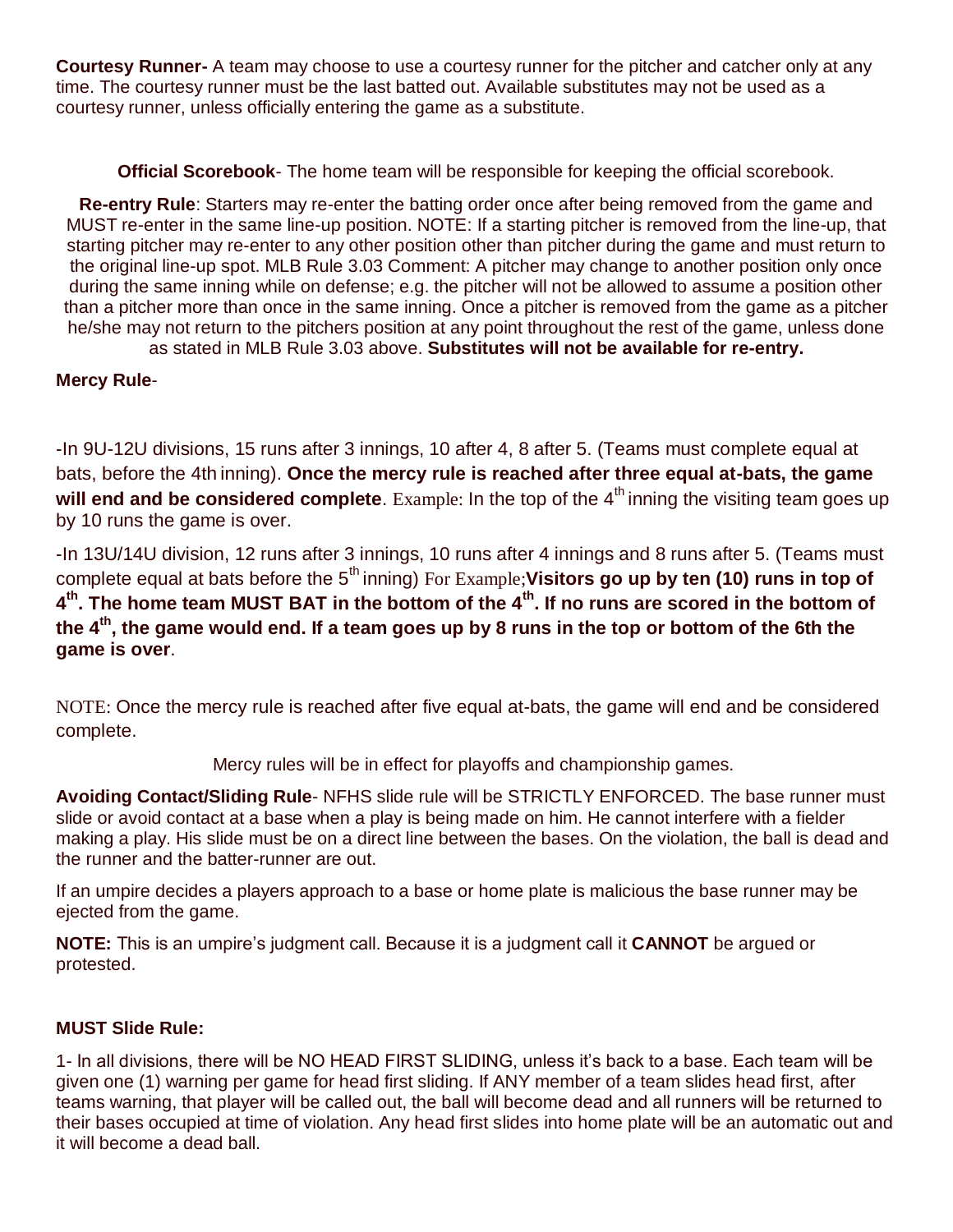**Courtesy Runner-** A team may choose to use a courtesy runner for the pitcher and catcher only at any time. The courtesy runner must be the last batted out. Available substitutes may not be used as a courtesy runner, unless officially entering the game as a substitute.

**Official Scorebook**- The home team will be responsible for keeping the official scorebook.

**Re-entry Rule**: Starters may re-enter the batting order once after being removed from the game and MUST re-enter in the same line-up position. NOTE: If a starting pitcher is removed from the line-up, that starting pitcher may re-enter to any other position other than pitcher during the game and must return to the original line-up spot. MLB Rule 3.03 Comment: A pitcher may change to another position only once during the same inning while on defense; e.g. the pitcher will not be allowed to assume a position other than a pitcher more than once in the same inning. Once a pitcher is removed from the game as a pitcher he/she may not return to the pitchers position at any point throughout the rest of the game, unless done as stated in MLB Rule 3.03 above. **Substitutes will not be available for re-entry.**

**Mercy Rule**-

-In 9U-12U divisions, 15 runs after 3 innings, 10 after 4, 8 after 5. (Teams must complete equal at bats, before the 4th inning). **Once the mercy rule is reached after three equal at-bats, the game will end and be considered complete**. Example: In the top of the 4th inning the visiting team goes up by 10 runs the game is over.

-In 13U/14U division, 12 runs after 3 innings, 10 runs after 4 innings and 8 runs after 5. (Teams must complete equal at bats before the 5th inning) For Example;**Visitors go up by ten (10) runs in top of 4th. The home team MUST BAT in the bottom of the 4th. If no runs are scored in the bottom of the 4th, the game would end. If a team goes up by 8 runs in the top or bottom of the 6th the game is over**.

NOTE: Once the mercy rule is reached after five equal at-bats, the game will end and be considered complete.

Mercy rules will be in effect for playoffs and championship games.

**Avoiding Contact/Sliding Rule**- NFHS slide rule will be STRICTLY ENFORCED. The base runner must slide or avoid contact at a base when a play is being made on him. He cannot interfere with a fielder making a play. His slide must be on a direct line between the bases. On the violation, the ball is dead and the runner and the batter-runner are out.

If an umpire decides a players approach to a base or home plate is malicious the base runner may be ejected from the game.

**NOTE:** This is an umpire's judgment call. Because it is a judgment call it **CANNOT** be argued or protested.

**MUST Slide Rule:**

1- In all divisions, there will be NO HEAD FIRST SLIDING, unless it's back to a base. Each team will be given one (1) warning per game for head first sliding. If ANY member of a team slides head first, after teams warning, that player will be called out, the ball will become dead and all runners will be returned to their bases occupied at time of violation. Any head first slides into home plate will be an automatic out and it will become a dead ball.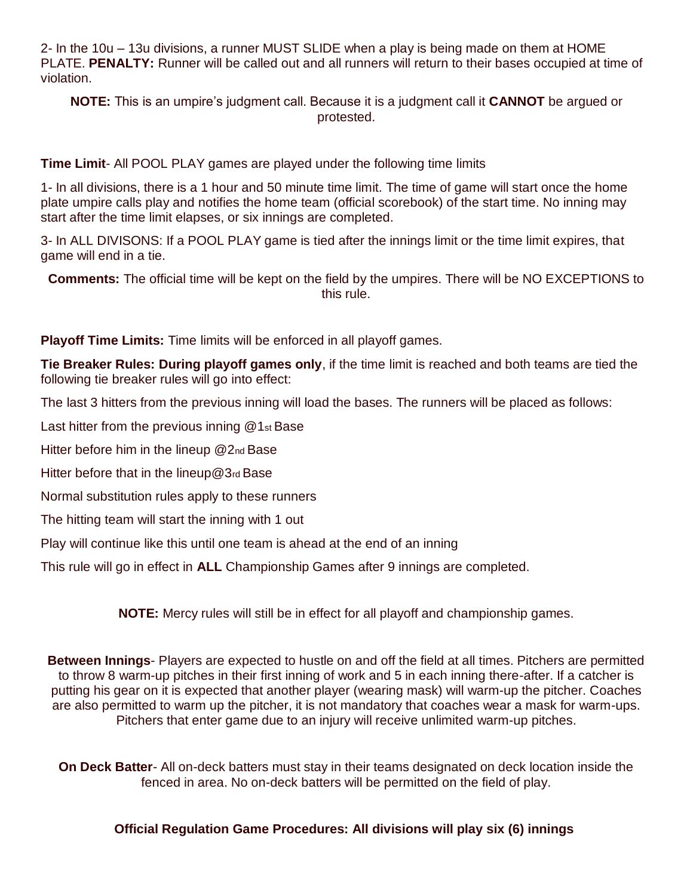2- In the 10u – 13u divisions, a runner MUST SLIDE when a play is being made on them at HOME PLATE. **PENALTY:** Runner will be called out and all runners will return to their bases occupied at time of violation.

**NOTE:** This is an umpire's judgment call. Because it is a judgment call it **CANNOT** be argued or protested.

**Time Limit**- All POOL PLAY games are played under the following time limits

1- In all divisions, there is a 1 hour and 50 minute time limit. The time of game will start once the home plate umpire calls play and notifies the home team (official scorebook) of the start time. No inning may start after the time limit elapses, or six innings are completed.

3- In ALL DIVISONS: If a POOL PLAY game is tied after the innings limit or the time limit expires, that game will end in a tie.

**Comments:** The official time will be kept on the field by the umpires. There will be NO EXCEPTIONS to this rule.

**Playoff Time Limits:** Time limits will be enforced in all playoff games.

**Tie Breaker Rules: During playoff games only**, if the time limit is reached and both teams are tied the following tie breaker rules will go into effect:

The last 3 hitters from the previous inning will load the bases. The runners will be placed as follows:

Last hitter from the previous inning @1st Base

Hitter before him in the lineup @2nd Base

Hitter before that in the lineup@3rd Base

Normal substitution rules apply to these runners

The hitting team will start the inning with 1 out

Play will continue like this until one team is ahead at the end of an inning

This rule will go in effect in **ALL** Championship Games after 9 innings are completed.

**NOTE:** Mercy rules will still be in effect for all playoff and championship games.

**Between Innings**- Players are expected to hustle on and off the field at all times. Pitchers are permitted to throw 8 warm-up pitches in their first inning of work and 5 in each inning there-after. If a catcher is putting his gear on it is expected that another player (wearing mask) will warm-up the pitcher. Coaches are also permitted to warm up the pitcher, it is not mandatory that coaches wear a mask for warm-ups. Pitchers that enter game due to an injury will receive unlimited warm-up pitches.

**On Deck Batter**- All on-deck batters must stay in their teams designated on deck location inside the fenced in area. No on-deck batters will be permitted on the field of play.

**Official Regulation Game Procedures: All divisions will play six (6) innings**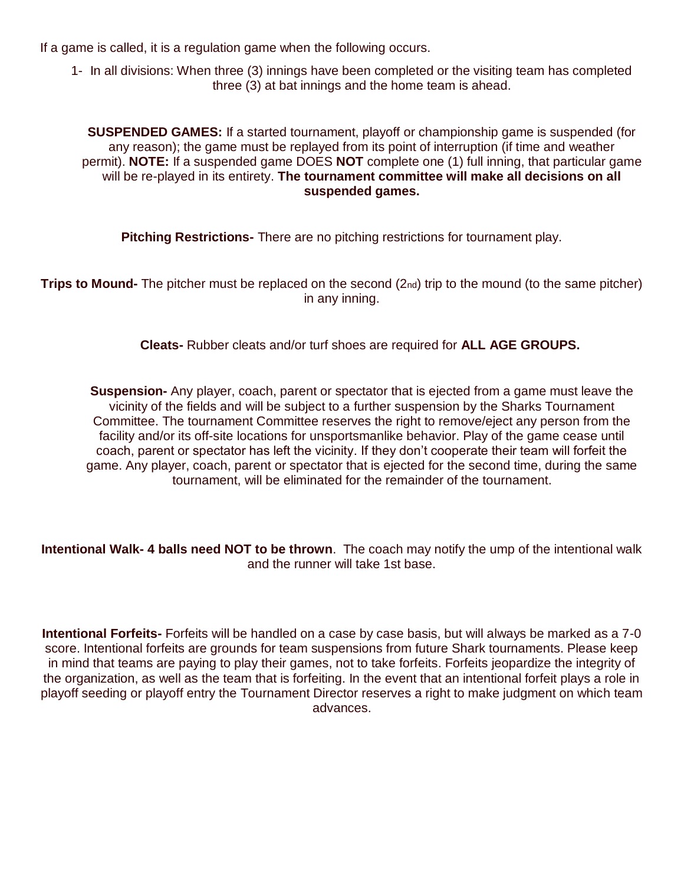If a game is called, it is a regulation game when the following occurs.

1- In all divisions: When three (3) innings have been completed or the visiting team has completed three (3) at bat innings and the home team is ahead.

**SUSPENDED GAMES:** If a started tournament, playoff or championship game is suspended (for any reason); the game must be replayed from its point of interruption (if time and weather permit). **NOTE:** If a suspended game DOES **NOT** complete one (1) full inning, that particular game will be re-played in its entirety. **The tournament committee will make all decisions on all suspended games.**

**Pitching Restrictions-** There are no pitching restrictions for tournament play.

**Trips to Mound-** The pitcher must be replaced on the second (2nd) trip to the mound (to the same pitcher) in any inning.

**Cleats-** Rubber cleats and/or turf shoes are required for **ALL AGE GROUPS.**

**Suspension-** Any player, coach, parent or spectator that is ejected from a game must leave the vicinity of the fields and will be subject to a further suspension by the Sharks Tournament Committee. The tournament Committee reserves the right to remove/eject any person from the facility and/or its off-site locations for unsportsmanlike behavior. Play of the game cease until coach, parent or spectator has left the vicinity. If they don't cooperate their team will forfeit the game. Any player, coach, parent or spectator that is ejected for the second time, during the same tournament, will be eliminated for the remainder of the tournament.

**Intentional Walk- 4 balls need NOT to be thrown**. The coach may notify the ump of the intentional walk and the runner will take 1st base.

**Intentional Forfeits-** Forfeits will be handled on a case by case basis, but will always be marked as a 7-0 score. Intentional forfeits are grounds for team suspensions from future Shark tournaments. Please keep in mind that teams are paying to play their games, not to take forfeits. Forfeits jeopardize the integrity of the organization, as well as the team that is forfeiting. In the event that an intentional forfeit plays a role in playoff seeding or playoff entry the Tournament Director reserves a right to make judgment on which team advances.